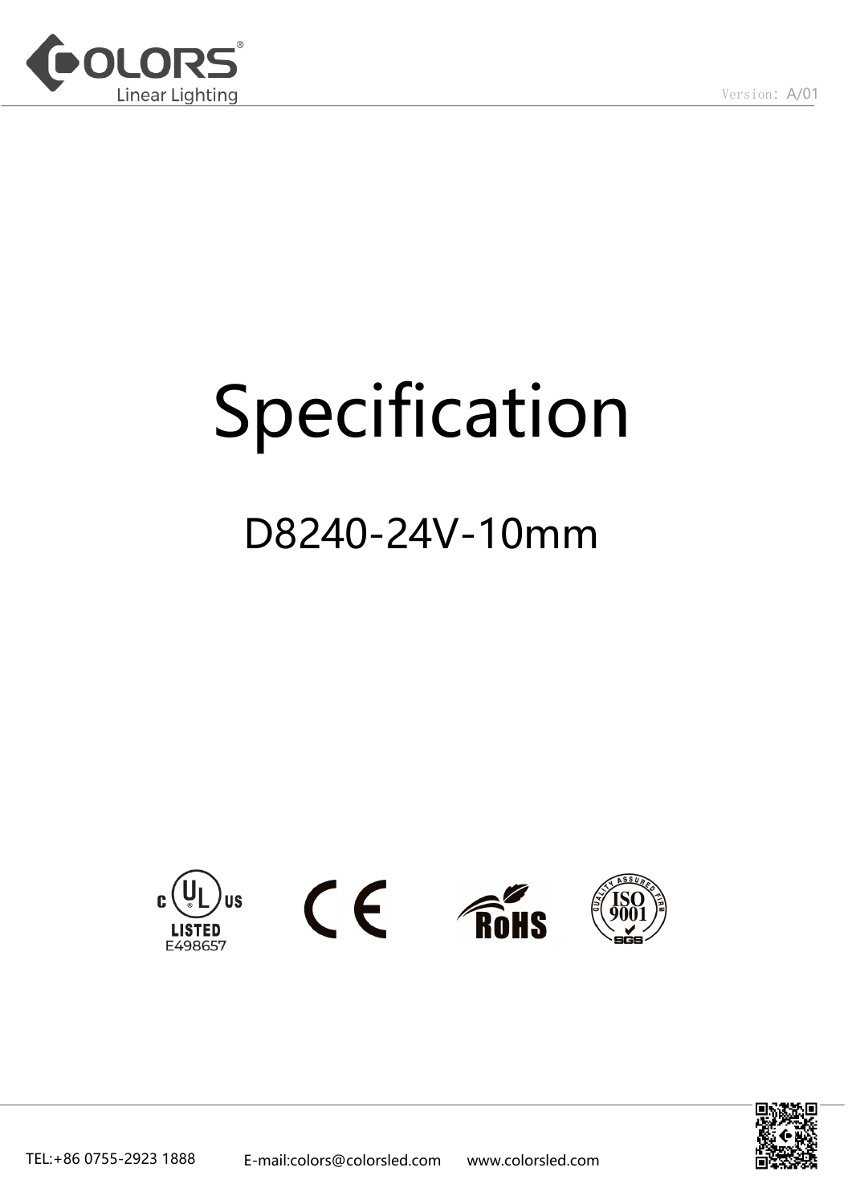Version: A/01

# Specification

## D8240-24V-10mm

LISTED
E498657

TEL:+86 0755-2923 1888 E-mail:colors@colorsled.com www.colorsled.com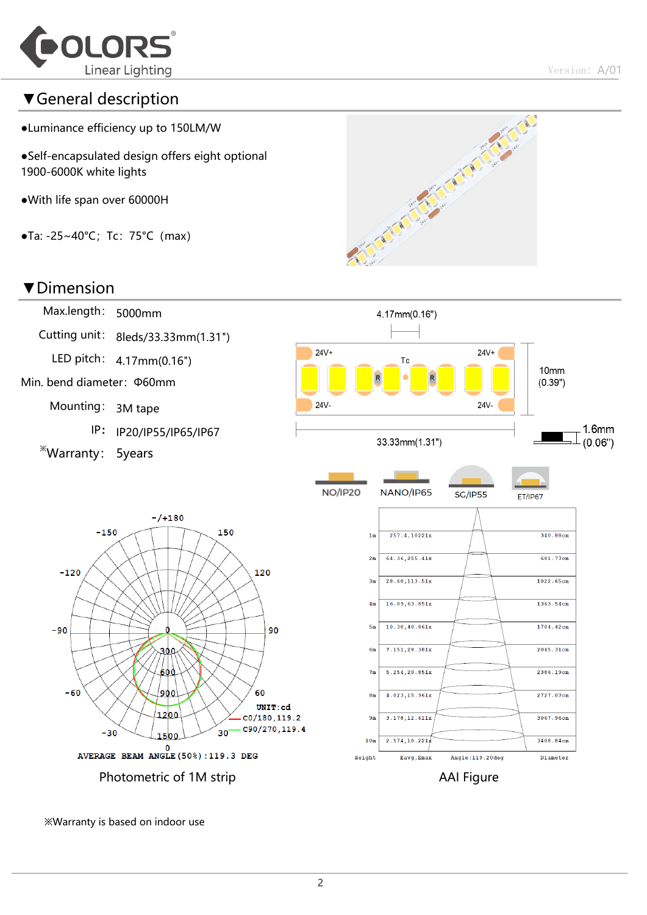## ▼General description

- Luminance efficiency up to 150LM/W
- Self-encapsulated design offers eight optional 1900-6000K white lights
- With life span over 60000H
- Ta: -25~40°C; Tc: 75°C (max)

## ▼Dimension

| | |
|---|---|
| Max.length: | 5000mm |
| Cutting unit: | 8leds/33.33mm(1.31") |
| LED pitch: | 4.17mm(0.16") |
| Min. bend diameter: | Φ60mm |
| Mounting: | 3M tape |
| IP: | IP20/IP55/IP65/IP67 |
| ※Warranty: | 5years |

4.17mm(0.16")

24V+ Tc 24V+

R R

24V- 24V-

10mm (0.39")

33.33mm(1.31")

1.6mm (0.06")

NO/IP20 NANO/IP65 SG/IP55 ET/IP67

UNIT:cd

C0/180,119.2

C90/270,119.4

AVERAGE BEAM ANGLE(50%):119.3 DEG

Photometric of 1M strip

| Height | Eavg,Emax | Diameter |
|---|---|---|
| 1m | 257.4,1022lx | 340.88cm |
| 2m | 64.36,255.41x | 681.77cm |
| 3m | 28.60,113.51x | 1022.65cm |
| 4m | 16.09,63.851x | 1363.54cm |
| 5m | 10.30,40.861x | 1704.42cm |
| 6m | 7.151,28.381x | 2045.31cm |
| 7m | 5.254,20.851x | 2386.19cm |
| 8m | 4.023,15.961x | 2727.07cm |
| 9m | 3.178,12.611x | 3067.96cm |
| 10m | 2.574,10.221x | 3408.84cm |

Angle:119.20deg

AAI Figure

※Warranty is based on indoor use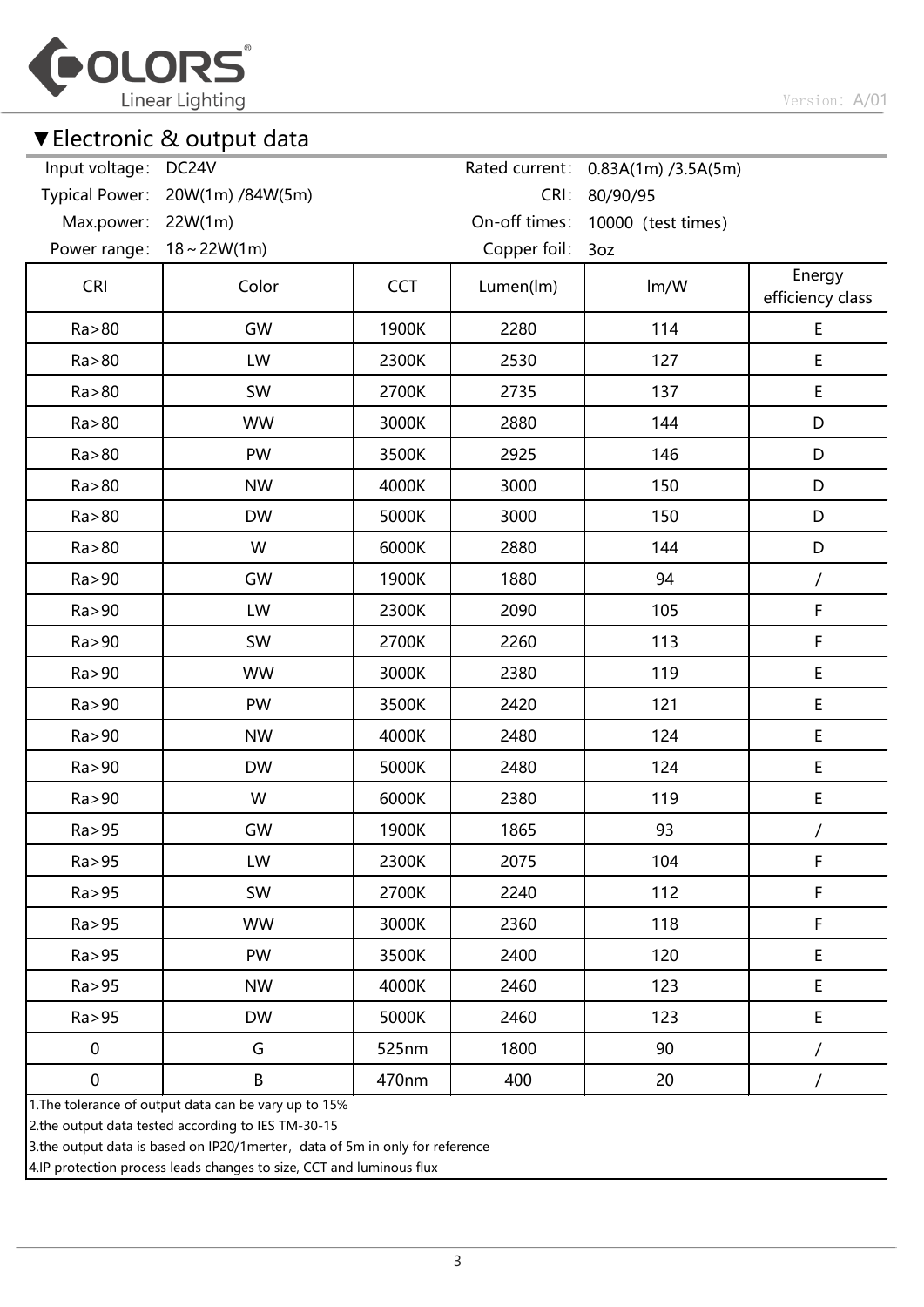## ▼Electronic & output data

| | | | |
|---|---|---|---|
| Input voltage: | DC24V | Rated current: | 0.83A(1m) /3.5A(5m) |
| Typical Power: | 20W(1m) /84W(5m) | CRI: | 80/90/95 |
| Max.power: | 22W(1m) | On-off times: | 10000（test times） |
| Power range: | 18～22W(1m) | Copper foil: | 3oz |

| CRI | Color | CCT | Lumen(lm) | lm/W | Energy efficiency class |
|---|---|---|---|---|---|
| Ra>80 | GW | 1900K | 2280 | 114 | E |
| Ra>80 | LW | 2300K | 2530 | 127 | E |
| Ra>80 | SW | 2700K | 2735 | 137 | E |
| Ra>80 | WW | 3000K | 2880 | 144 | D |
| Ra>80 | PW | 3500K | 2925 | 146 | D |
| Ra>80 | NW | 4000K | 3000 | 150 | D |
| Ra>80 | DW | 5000K | 3000 | 150 | D |
| Ra>80 | W | 6000K | 2880 | 144 | D |
| Ra>90 | GW | 1900K | 1880 | 94 | / |
| Ra>90 | LW | 2300K | 2090 | 105 | F |
| Ra>90 | SW | 2700K | 2260 | 113 | F |
| Ra>90 | WW | 3000K | 2380 | 119 | E |
| Ra>90 | PW | 3500K | 2420 | 121 | E |
| Ra>90 | NW | 4000K | 2480 | 124 | E |
| Ra>90 | DW | 5000K | 2480 | 124 | E |
| Ra>90 | W | 6000K | 2380 | 119 | E |
| Ra>95 | GW | 1900K | 1865 | 93 | / |
| Ra>95 | LW | 2300K | 2075 | 104 | F |
| Ra>95 | SW | 2700K | 2240 | 112 | F |
| Ra>95 | WW | 3000K | 2360 | 118 | F |
| Ra>95 | PW | 3500K | 2400 | 120 | E |
| Ra>95 | NW | 4000K | 2460 | 123 | E |
| Ra>95 | DW | 5000K | 2460 | 123 | E |
| 0 | G | 525nm | 1800 | 90 | / |
| 0 | B | 470nm | 400 | 20 | / |

1.The tolerance of output data can be vary up to 15%
2.the output data tested according to IES TM-30-15
3.the output data is based on IP20/1merter，data of 5m in only for reference
4.IP protection process leads changes to size, CCT and luminous flux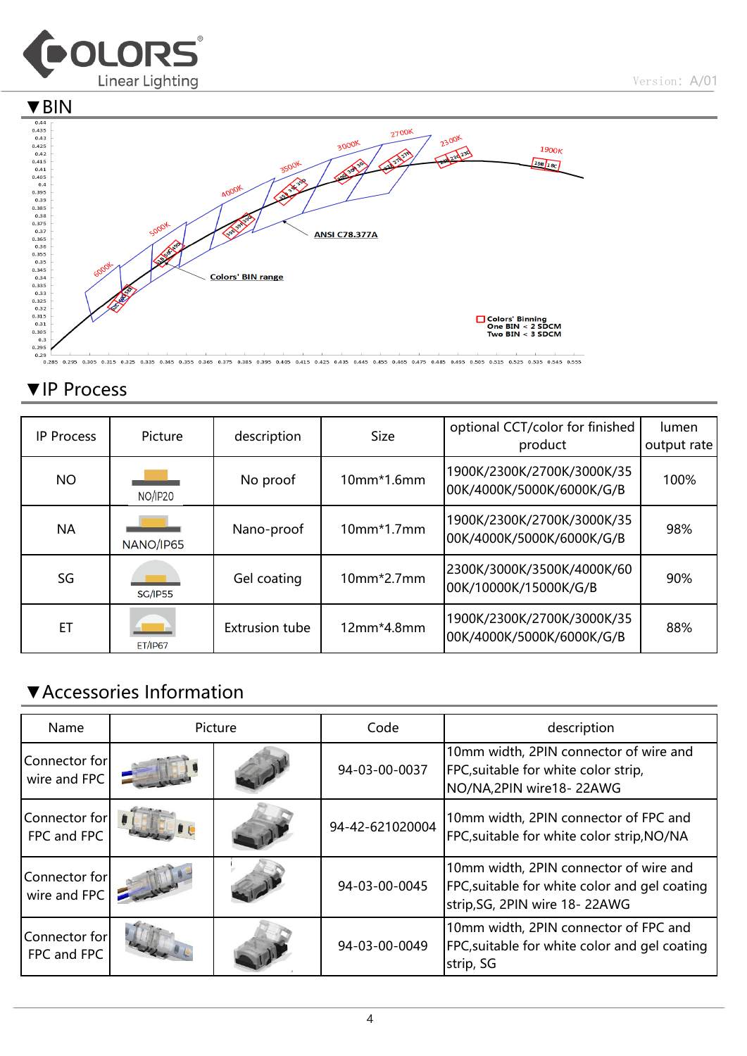## ▼BIN

## ▼IP Process

| IP Process | Picture | description | Size | optional CCT/color for finished product | lumen output rate |
|---|---|---|---|---|---|
| NO | NO/IP20 | No proof | 10mm*1.6mm | 1900K/2300K/2700K/3000K/3500K/4000K/5000K/6000K/G/B | 100% |
| NA | NANO/IP65 | Nano-proof | 10mm*1.7mm | 1900K/2300K/2700K/3000K/3500K/4000K/5000K/6000K/G/B | 98% |
| SG | SG/IP55 | Gel coating | 10mm*2.7mm | 2300K/3000K/3500K/4000K/6000K/10000K/15000K/G/B | 90% |
| ET | ET/IP67 | Extrusion tube | 12mm*4.8mm | 1900K/2300K/2700K/3000K/3500K/4000K/5000K/6000K/G/B | 88% |

## ▼Accessories Information

| Name | Picture | Code | description |
|---|---|---|---|
| Connector for wire and FPC | | 94-03-00-0037 | 10mm width, 2PIN connector of wire and FPC,suitable for white color strip, NO/NA,2PIN wire18- 22AWG |
| Connector for FPC and FPC | | 94-42-621020004 | 10mm width, 2PIN connector of FPC and FPC,suitable for white color strip,NO/NA |
| Connector for wire and FPC | | 94-03-00-0045 | 10mm width, 2PIN connector of wire and FPC,suitable for white color and gel coating strip,SG, 2PIN wire 18- 22AWG |
| Connector for FPC and FPC | | 94-03-00-0049 | 10mm width, 2PIN connector of FPC and FPC,suitable for white color and gel coating strip, SG |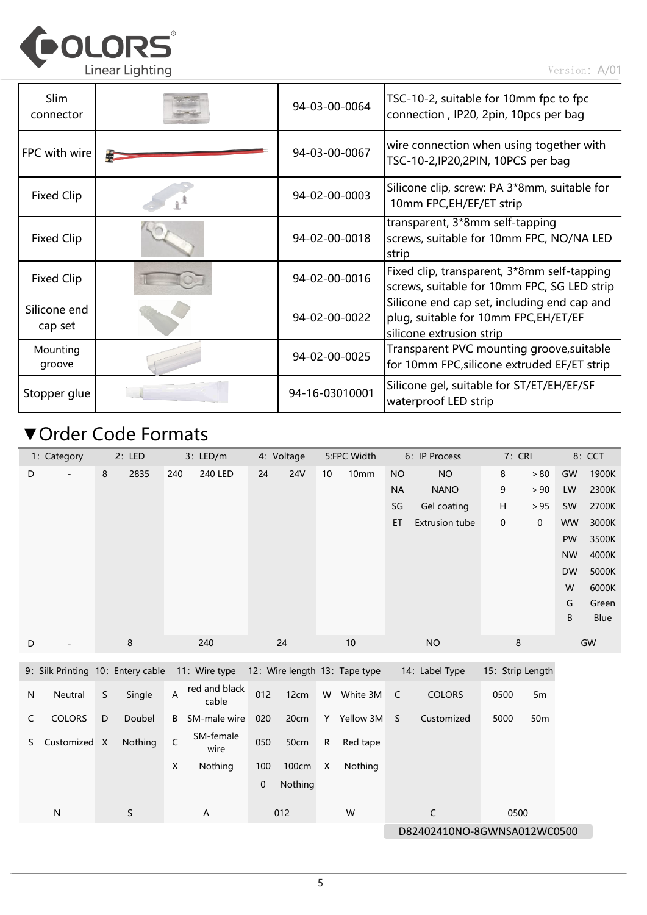| Slim connector | | 94-03-00-0064 | TSC-10-2, suitable for 10mm fpc to fpc connection , IP20, 2pin, 10pcs per bag |
|---|---|---|---|
| FPC with wire | | 94-03-00-0067 | wire connection when using together with TSC-10-2,IP20,2PIN, 10PCS per bag |
| Fixed Clip | | 94-02-00-0003 | Silicone clip, screw: PA 3*8mm, suitable for 10mm FPC,EH/EF/ET strip |
| Fixed Clip | | 94-02-00-0018 | transparent, 3*8mm self-tapping screws, suitable for 10mm FPC, NO/NA LED strip |
| Fixed Clip | | 94-02-00-0016 | Fixed clip, transparent, 3*8mm self-tapping screws, suitable for 10mm FPC, SG LED strip |
| Silicone end cap set | | 94-02-00-0022 | Silicone end cap set, including end cap and plug, suitable for 10mm FPC,EH/ET/EF silicone extrusion strip |
| Mounting groove | | 94-02-00-0025 | Transparent PVC mounting groove,suitable for 10mm FPC,silicone extruded EF/ET strip |
| Stopper glue | | 94-16-03010001 | Silicone gel, suitable for ST/ET/EH/EF/SF waterproof LED strip |

## ▼Order Code Formats

| 1: Category | | 2: LED | | 3: LED/m | | 4: Voltage | | 5:FPC Width | | 6: IP Process | | 7: CRI | | 8: CCT | |
|---|---|---|---|---|---|---|---|---|---|---|---|---|---|---|---|
| D | - | 8 | 2835 | 240 | 240 LED | 24 | 24V | 10 | 10mm | NO | NO | 8 | >80 | GW | 1900K |
| | | | | | | | | | | NA | NANO | 9 | >90 | LW | 2300K |
| | | | | | | | | | | SG | Gel coating | H | >95 | SW | 2700K |
| | | | | | | | | | | ET | Extrusion tube | 0 | 0 | WW | 3000K |
| | | | | | | | | | | | | | | PW | 3500K |
| | | | | | | | | | | | | | | NW | 4000K |
| | | | | | | | | | | | | | | DW | 5000K |
| | | | | | | | | | | | | | | W | 6000K |
| | | | | | | | | | | | | | | G | Green |
| | | | | | | | | | | | | | | B | Blue |
| D | - | 8 | | 240 | | 24 | | 10 | | NO | | 8 | | GW | |

| 9: Silk Printing | | 10: Entery cable | | 11: Wire type | | 12: Wire length | | 13: Tape type | | 14: Label Type | | 15: Strip Length | |
|---|---|---|---|---|---|---|---|---|---|---|---|---|---|
| N | Neutral | S | Single | A | red and black cable | 012 | 12cm | W | White 3M | C | COLORS | 0500 | 5m |
| C | COLORS | D | Doubel | B | SM-male wire | 020 | 20cm | Y | Yellow 3M | S | Customized | 5000 | 50m |
| S | Customized | X | Nothing | C | SM-female wire | 050 | 50cm | R | Red tape | | | | |
| | | | | X | Nothing | 100 | 100cm | X | Nothing | | | | |
| | | | | | | 0 | Nothing | | | | | | |
| N | | S | | A | | 012 | | W | | C | | 0500 | |

D82402410NO-8GWNSA012WC0500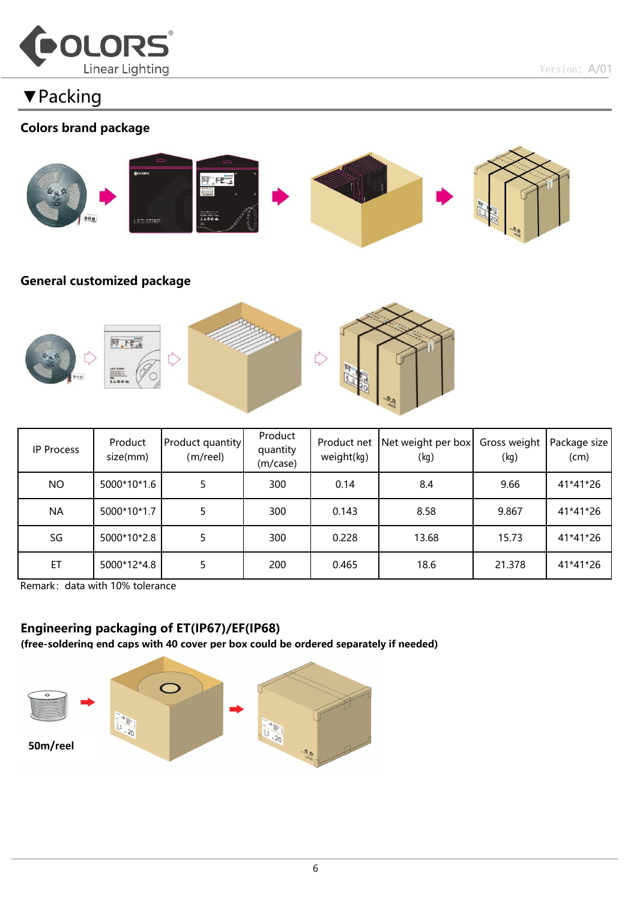# ▼Packing

### Colors brand package

### General customized package

| IP Process | Product size(mm) | Product quantity (m/reel) | Product quantity (m/case) | Product net weight(kg) | Net weight per box (kg) | Gross weight (kg) | Package size (cm) |
|---|---|---|---|---|---|---|---|
| NO | 5000*10*1.6 | 5 | 300 | 0.14 | 8.4 | 9.66 | 41*41*26 |
| NA | 5000*10*1.7 | 5 | 300 | 0.143 | 8.58 | 9.867 | 41*41*26 |
| SG | 5000*10*2.8 | 5 | 300 | 0.228 | 13.68 | 15.73 | 41*41*26 |
| ET | 5000*12*4.8 | 5 | 200 | 0.465 | 18.6 | 21.378 | 41*41*26 |

Remark：data with 10% tolerance

### Engineering packaging of ET(IP67)/EF(IP68)

**(free-soldering end caps with 40 cover per box could be ordered separately if needed)**

**50m/reel**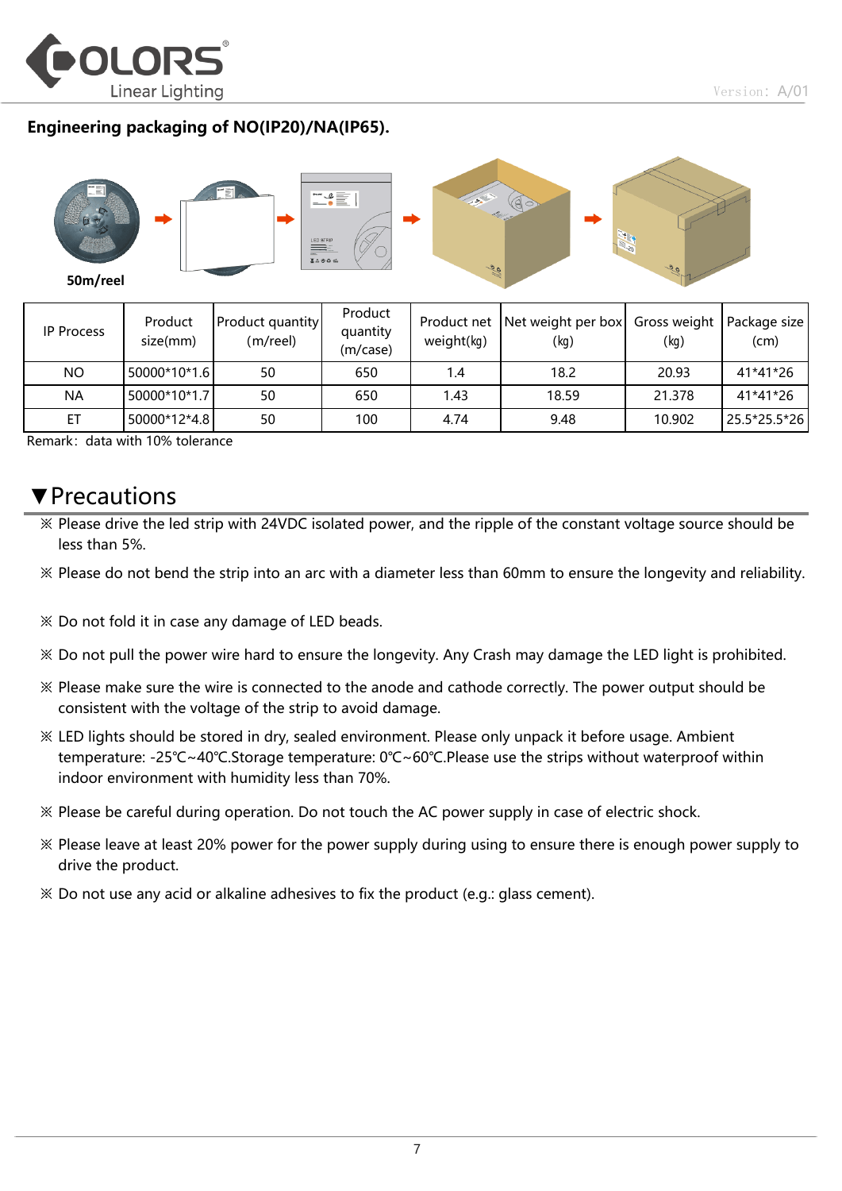## Engineering packaging of NO(IP20)/NA(IP65).

50m/reel

| IP Process | Product size(mm) | Product quantity (m/reel) | Product quantity (m/case) | Product net weight(kg) | Net weight per box (kg) | Gross weight (kg) | Package size (cm) |
|---|---|---|---|---|---|---|---|
| NO | 50000*10*1.6 | 50 | 650 | 1.4 | 18.2 | 20.93 | 41*41*26 |
| NA | 50000*10*1.7 | 50 | 650 | 1.43 | 18.59 | 21.378 | 41*41*26 |
| ET | 50000*12*4.8 | 50 | 100 | 4.74 | 9.48 | 10.902 | 25.5*25.5*26 |

Remark：data with 10% tolerance

# ▼Precautions

※ Please drive the led strip with 24VDC isolated power, and the ripple of the constant voltage source should be less than 5%.

※ Please do not bend the strip into an arc with a diameter less than 60mm to ensure the longevity and reliability.

※ Do not fold it in case any damage of LED beads.

※ Do not pull the power wire hard to ensure the longevity. Any Crash may damage the LED light is prohibited.

※ Please make sure the wire is connected to the anode and cathode correctly. The power output should be consistent with the voltage of the strip to avoid damage.

※ LED lights should be stored in dry, sealed environment. Please only unpack it before usage. Ambient temperature: -25℃~40℃.Storage temperature: 0℃~60℃.Please use the strips without waterproof within indoor environment with humidity less than 70%.

※ Please be careful during operation. Do not touch the AC power supply in case of electric shock.

※ Please leave at least 20% power for the power supply during using to ensure there is enough power supply to drive the product.

※ Do not use any acid or alkaline adhesives to fix the product (e.g.: glass cement).